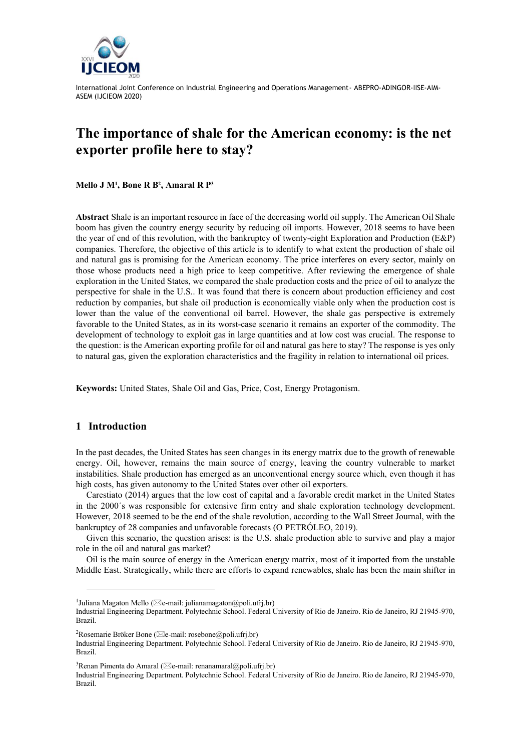# The importance of shale for the American economy: is the net exporter profile here to stay?

**Mello J M[1], Bone R B[2], Amaral R P[3]**

**Abstract** Shale is an important resource in face of the decreasing world oil supply. The American Oil Shale boom has given the country energy security by reducing oil imports. However, 2018 seems to have been the year of end of this revolution, with the bankruptcy of twenty-eight Exploration and Production (E&P) companies. Therefore, the objective of this article is to identify to what extent the production of shale oil and natural gas is promising for the American economy. The price interferes on every sector, mainly on those whose products need a high price to keep competitive. After reviewing the emergence of shale exploration in the United States, we compared the shale production costs and the price of oil to analyze the perspective for shale in the U.S.. It was found that there is concern about production efficiency and cost reduction by companies, but shale oil production is economically viable only when the production cost is lower than the value of the conventional oil barrel. However, the shale gas perspective is extremely favorable to the United States, as in its worst-case scenario it remains an exporter of the commodity. The development of technology to exploit gas in large quantities and at low cost was crucial. The response to the question: is the American exporting profile for oil and natural gas here to stay? The response is yes only to natural gas, given the exploration characteristics and the fragility in relation to international oil prices.

**Keywords:** United States, Shale Oil and Gas, Price, Cost, Energy Protagonism.

## 1 Introduction

In the past decades, the United States has seen changes in its energy matrix due to the growth of renewable energy. Oil, however, remains the main source of energy, leaving the country vulnerable to market instabilities. Shale production has emerged as an unconventional energy source which, even though it has high costs, has given autonomy to the United States over other oil exporters.

Carestiato (2014) argues that the low cost of capital and a favorable credit market in the United States in the 2000´s was responsible for extensive firm entry and shale exploration technology development. However, 2018 seemed to be the end of the shale revolution, according to the Wall Street Journal, with the bankruptcy of 28 companies and unfavorable forecasts (O PETRÓLEO, 2019).

Given this scenario, the question arises: is the U.S. shale production able to survive and play a major role in the oil and natural gas market?

Oil is the main source of energy in the American energy matrix, most of it imported from the unstable Middle East. Strategically, while there are efforts to expand renewables, shale has been the main shifter in

---

[1]Juliana Magaton Mello (✉e-mail: julianamagaton@poli.ufrj.br)
Industrial Engineering Department. Polytechnic School. Federal University of Rio de Janeiro. Rio de Janeiro, RJ 21945-970, Brazil.

[2]Rosemarie Bröker Bone (✉e-mail: rosebone@poli.ufrj.br)
Industrial Engineering Department. Polytechnic School. Federal University of Rio de Janeiro. Rio de Janeiro, RJ 21945-970, Brazil.

[3]Renan Pimenta do Amaral (✉e-mail: renanamaral@poli.ufrj.br)
Industrial Engineering Department. Polytechnic School. Federal University of Rio de Janeiro. Rio de Janeiro, RJ 21945-970, Brazil.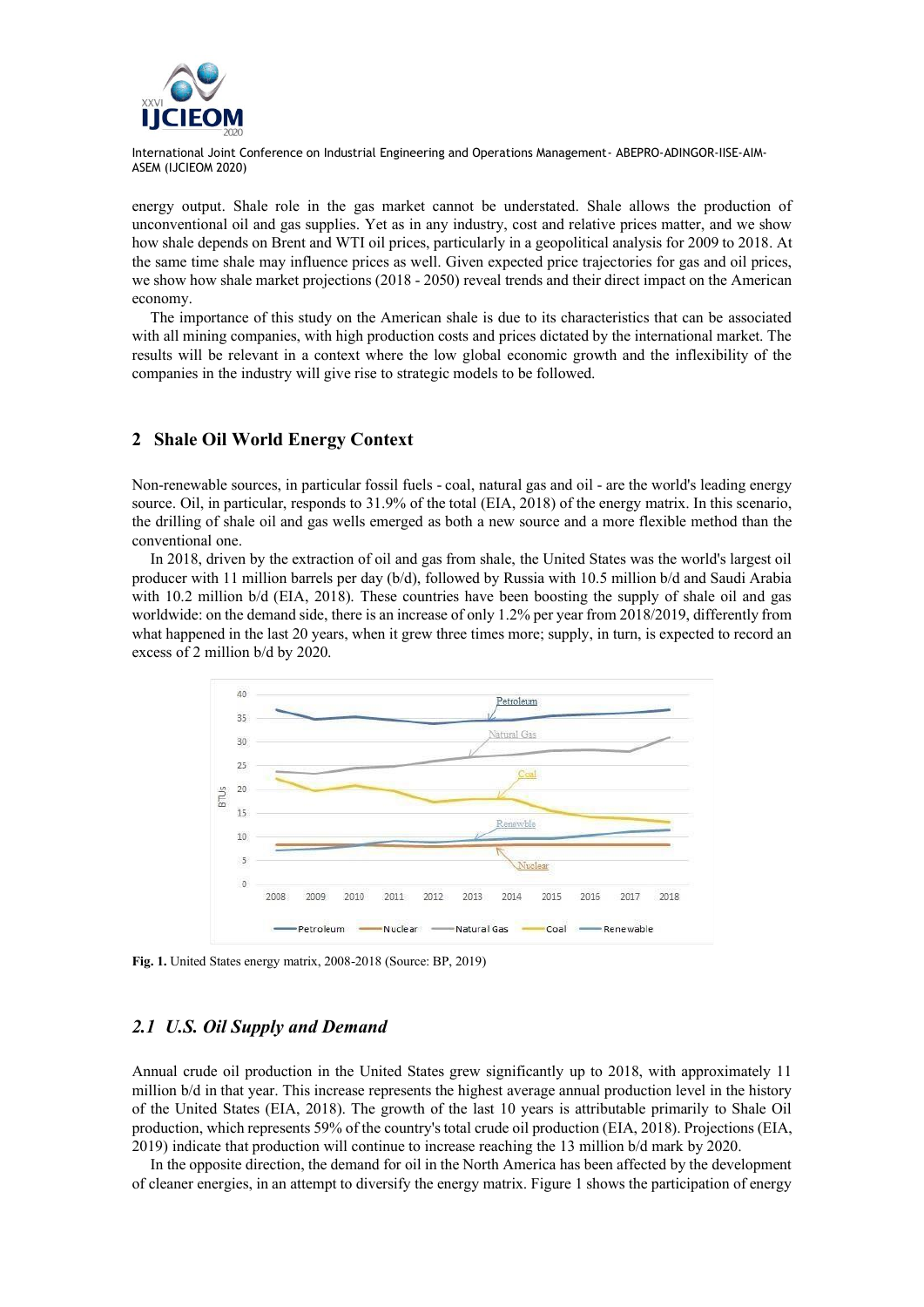energy output. Shale role in the gas market cannot be understated. Shale allows the production of unconventional oil and gas supplies. Yet as in any industry, cost and relative prices matter, and we show how shale depends on Brent and WTI oil prices, particularly in a geopolitical analysis for 2009 to 2018. At the same time shale may influence prices as well. Given expected price trajectories for gas and oil prices, we show how shale market projections (2018 - 2050) reveal trends and their direct impact on the American economy.

The importance of this study on the American shale is due to its characteristics that can be associated with all mining companies, with high production costs and prices dictated by the international market. The results will be relevant in a context where the low global economic growth and the inflexibility of the companies in the industry will give rise to strategic models to be followed.

## 2 Shale Oil World Energy Context

Non-renewable sources, in particular fossil fuels - coal, natural gas and oil - are the world's leading energy source. Oil, in particular, responds to 31.9% of the total (EIA, 2018) of the energy matrix. In this scenario, the drilling of shale oil and gas wells emerged as both a new source and a more flexible method than the conventional one.

In 2018, driven by the extraction of oil and gas from shale, the United States was the world's largest oil producer with 11 million barrels per day (b/d), followed by Russia with 10.5 million b/d and Saudi Arabia with 10.2 million b/d (EIA, 2018). These countries have been boosting the supply of shale oil and gas worldwide: on the demand side, there is an increase of only 1.2% per year from 2018/2019, differently from what happened in the last 20 years, when it grew three times more; supply, in turn, is expected to record an excess of 2 million b/d by 2020.

**Fig. 1.** United States energy matrix, 2008-2018 (Source: BP, 2019)

### *2.1 U.S. Oil Supply and Demand*

Annual crude oil production in the United States grew significantly up to 2018, with approximately 11 million b/d in that year. This increase represents the highest average annual production level in the history of the United States (EIA, 2018). The growth of the last 10 years is attributable primarily to Shale Oil production, which represents 59% of the country's total crude oil production (EIA, 2018). Projections (EIA, 2019) indicate that production will continue to increase reaching the 13 million b/d mark by 2020.

In the opposite direction, the demand for oil in the North America has been affected by the development of cleaner energies, in an attempt to diversify the energy matrix. Figure 1 shows the participation of energy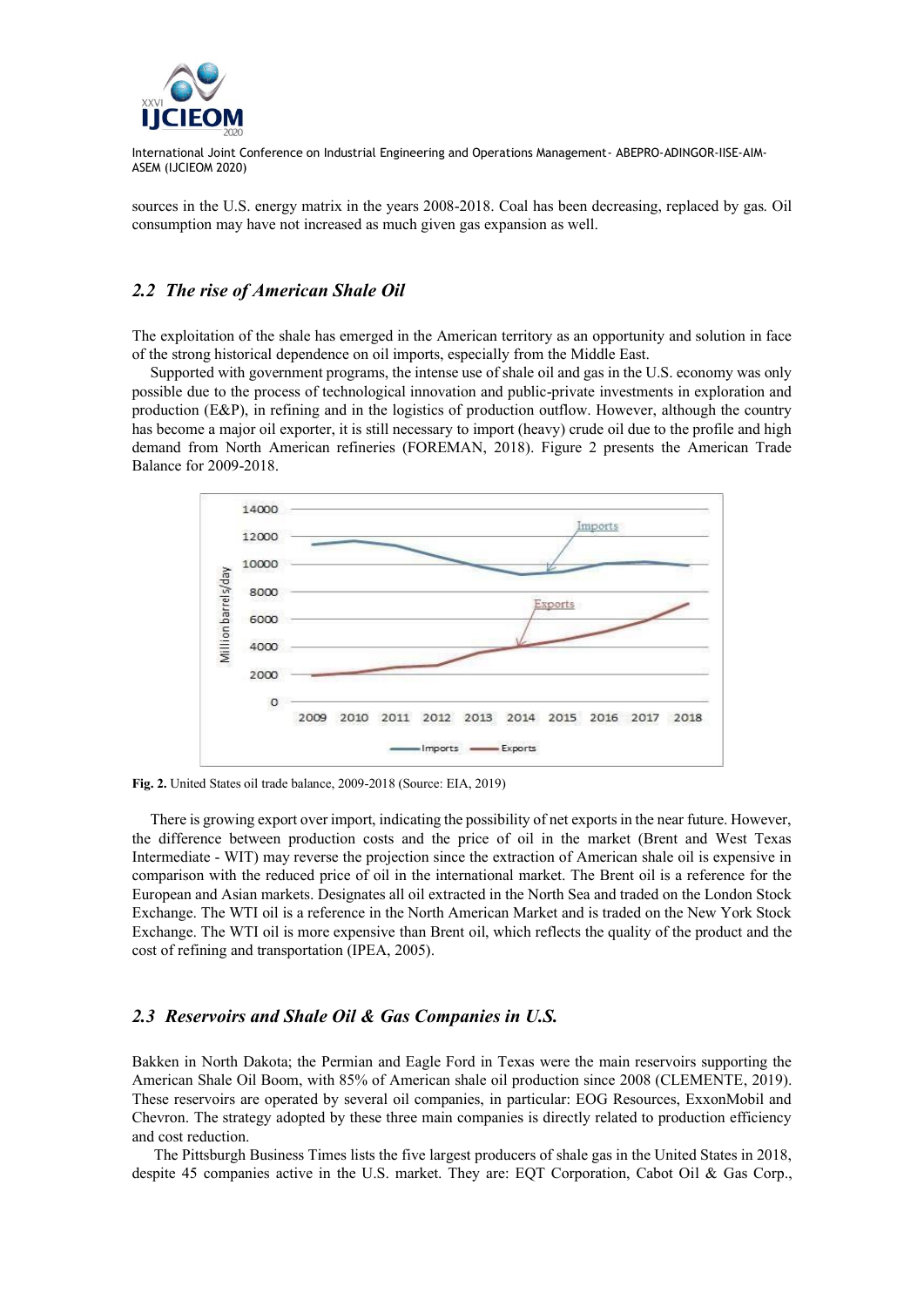sources in the U.S. energy matrix in the years 2008-2018. Coal has been decreasing, replaced by gas. Oil consumption may have not increased as much given gas expansion as well.

## *2.2 The rise of American Shale Oil*

The exploitation of the shale has emerged in the American territory as an opportunity and solution in face of the strong historical dependence on oil imports, especially from the Middle East.

Supported with government programs, the intense use of shale oil and gas in the U.S. economy was only possible due to the process of technological innovation and public-private investments in exploration and production (E&P), in refining and in the logistics of production outflow. However, although the country has become a major oil exporter, it is still necessary to import (heavy) crude oil due to the profile and high demand from North American refineries (FOREMAN, 2018). Figure 2 presents the American Trade Balance for 2009-2018.

**Fig. 2.** United States oil trade balance, 2009-2018 (Source: EIA, 2019)

There is growing export over import, indicating the possibility of net exports in the near future. However, the difference between production costs and the price of oil in the market (Brent and West Texas Intermediate - WIT) may reverse the projection since the extraction of American shale oil is expensive in comparison with the reduced price of oil in the international market. The Brent oil is a reference for the European and Asian markets. Designates all oil extracted in the North Sea and traded on the London Stock Exchange. The WTI oil is a reference in the North American Market and is traded on the New York Stock Exchange. The WTI oil is more expensive than Brent oil, which reflects the quality of the product and the cost of refining and transportation (IPEA, 2005).

## *2.3 Reservoirs and Shale Oil & Gas Companies in U.S.*

Bakken in North Dakota; the Permian and Eagle Ford in Texas were the main reservoirs supporting the American Shale Oil Boom, with 85% of American shale oil production since 2008 (CLEMENTE, 2019). These reservoirs are operated by several oil companies, in particular: EOG Resources, ExxonMobil and Chevron. The strategy adopted by these three main companies is directly related to production efficiency and cost reduction.

The Pittsburgh Business Times lists the five largest producers of shale gas in the United States in 2018, despite 45 companies active in the U.S. market. They are: EQT Corporation, Cabot Oil & Gas Corp.,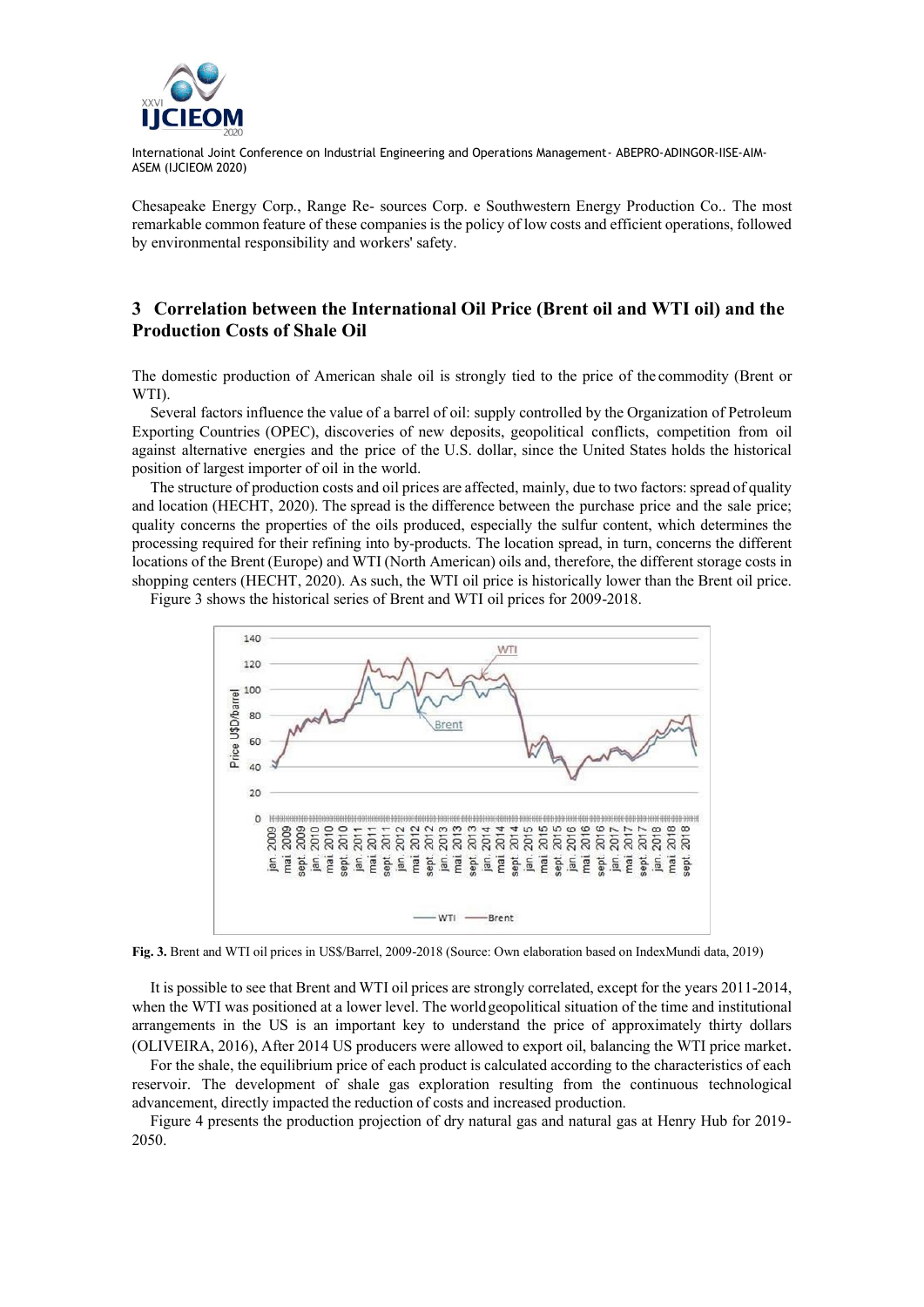Chesapeake Energy Corp., Range Re- sources Corp. e Southwestern Energy Production Co.. The most remarkable common feature of these companies is the policy of low costs and efficient operations, followed by environmental responsibility and workers' safety.

## 3 Correlation between the International Oil Price (Brent oil and WTI oil) and the Production Costs of Shale Oil

The domestic production of American shale oil is strongly tied to the price of the commodity (Brent or WTI).

Several factors influence the value of a barrel of oil: supply controlled by the Organization of Petroleum Exporting Countries (OPEC), discoveries of new deposits, geopolitical conflicts, competition from oil against alternative energies and the price of the U.S. dollar, since the United States holds the historical position of largest importer of oil in the world.

The structure of production costs and oil prices are affected, mainly, due to two factors: spread of quality and location (HECHT, 2020). The spread is the difference between the purchase price and the sale price; quality concerns the properties of the oils produced, especially the sulfur content, which determines the processing required for their refining into by-products. The location spread, in turn, concerns the different locations of the Brent (Europe) and WTI (North American) oils and, therefore, the different storage costs in shopping centers (HECHT, 2020). As such, the WTI oil price is historically lower than the Brent oil price.

Figure 3 shows the historical series of Brent and WTI oil prices for 2009-2018.

**Fig. 3.** Brent and WTI oil prices in US$/Barrel, 2009-2018 (Source: Own elaboration based on IndexMundi data, 2019)

It is possible to see that Brent and WTI oil prices are strongly correlated, except for the years 2011-2014, when the WTI was positioned at a lower level. The world geopolitical situation of the time and institutional arrangements in the US is an important key to understand the price of approximately thirty dollars (OLIVEIRA, 2016), After 2014 US producers were allowed to export oil, balancing the WTI price market.

For the shale, the equilibrium price of each product is calculated according to the characteristics of each reservoir. The development of shale gas exploration resulting from the continuous technological advancement, directly impacted the reduction of costs and increased production.

Figure 4 presents the production projection of dry natural gas and natural gas at Henry Hub for 2019-2050.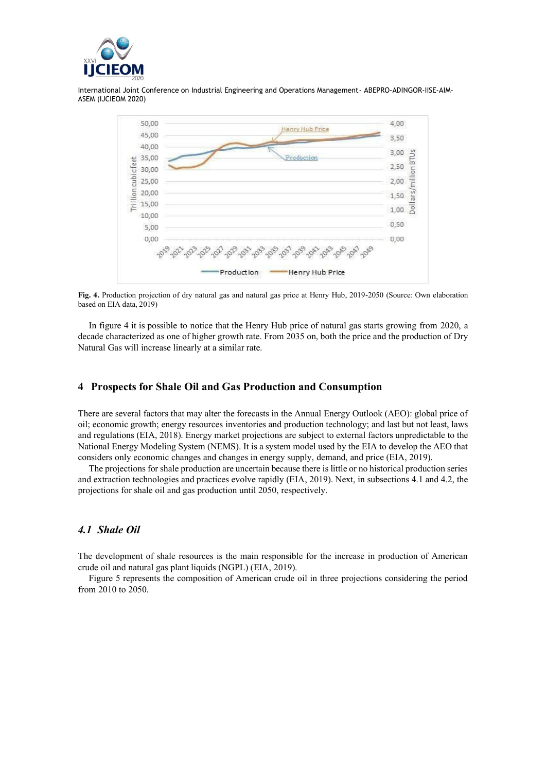**Fig. 4.** Production projection of dry natural gas and natural gas price at Henry Hub, 2019-2050 (Source: Own elaboration based on EIA data, 2019)

In figure 4 it is possible to notice that the Henry Hub price of natural gas starts growing from 2020, a decade characterized as one of higher growth rate. From 2035 on, both the price and the production of Dry Natural Gas will increase linearly at a similar rate.

## 4 Prospects for Shale Oil and Gas Production and Consumption

There are several factors that may alter the forecasts in the Annual Energy Outlook (AEO): global price of oil; economic growth; energy resources inventories and production technology; and last but not least, laws and regulations (EIA, 2018). Energy market projections are subject to external factors unpredictable to the National Energy Modeling System (NEMS). It is a system model used by the EIA to develop the AEO that considers only economic changes and changes in energy supply, demand, and price (EIA, 2019).

The projections for shale production are uncertain because there is little or no historical production series and extraction technologies and practices evolve rapidly (EIA, 2019). Next, in subsections 4.1 and 4.2, the projections for shale oil and gas production until 2050, respectively.

### *4.1 Shale Oil*

The development of shale resources is the main responsible for the increase in production of American crude oil and natural gas plant liquids (NGPL) (EIA, 2019).

Figure 5 represents the composition of American crude oil in three projections considering the period from 2010 to 2050.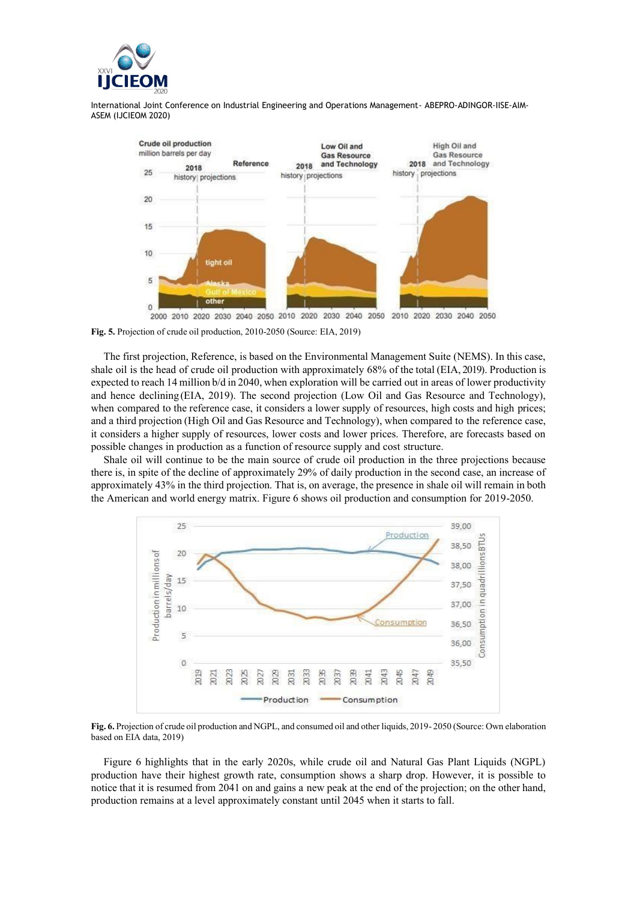**Fig. 5.** Projection of crude oil production, 2010-2050 (Source: EIA, 2019)

The first projection, Reference, is based on the Environmental Management Suite (NEMS). In this case, shale oil is the head of crude oil production with approximately 68% of the total (EIA, 2019). Production is expected to reach 14 million b/d in 2040, when exploration will be carried out in areas of lower productivity and hence declining (EIA, 2019). The second projection (Low Oil and Gas Resource and Technology), when compared to the reference case, it considers a lower supply of resources, high costs and high prices; and a third projection (High Oil and Gas Resource and Technology), when compared to the reference case, it considers a higher supply of resources, lower costs and lower prices. Therefore, are forecasts based on possible changes in production as a function of resource supply and cost structure.

Shale oil will continue to be the main source of crude oil production in the three projections because there is, in spite of the decline of approximately 29% of daily production in the second case, an increase of approximately 43% in the third projection. That is, on average, the presence in shale oil will remain in both the American and world energy matrix. Figure 6 shows oil production and consumption for 2019-2050.

**Fig. 6.** Projection of crude oil production and NGPL, and consumed oil and other liquids, 2019- 2050 (Source: Own elaboration based on EIA data, 2019)

Figure 6 highlights that in the early 2020s, while crude oil and Natural Gas Plant Liquids (NGPL) production have their highest growth rate, consumption shows a sharp drop. However, it is possible to notice that it is resumed from 2041 on and gains a new peak at the end of the projection; on the other hand, production remains at a level approximately constant until 2045 when it starts to fall.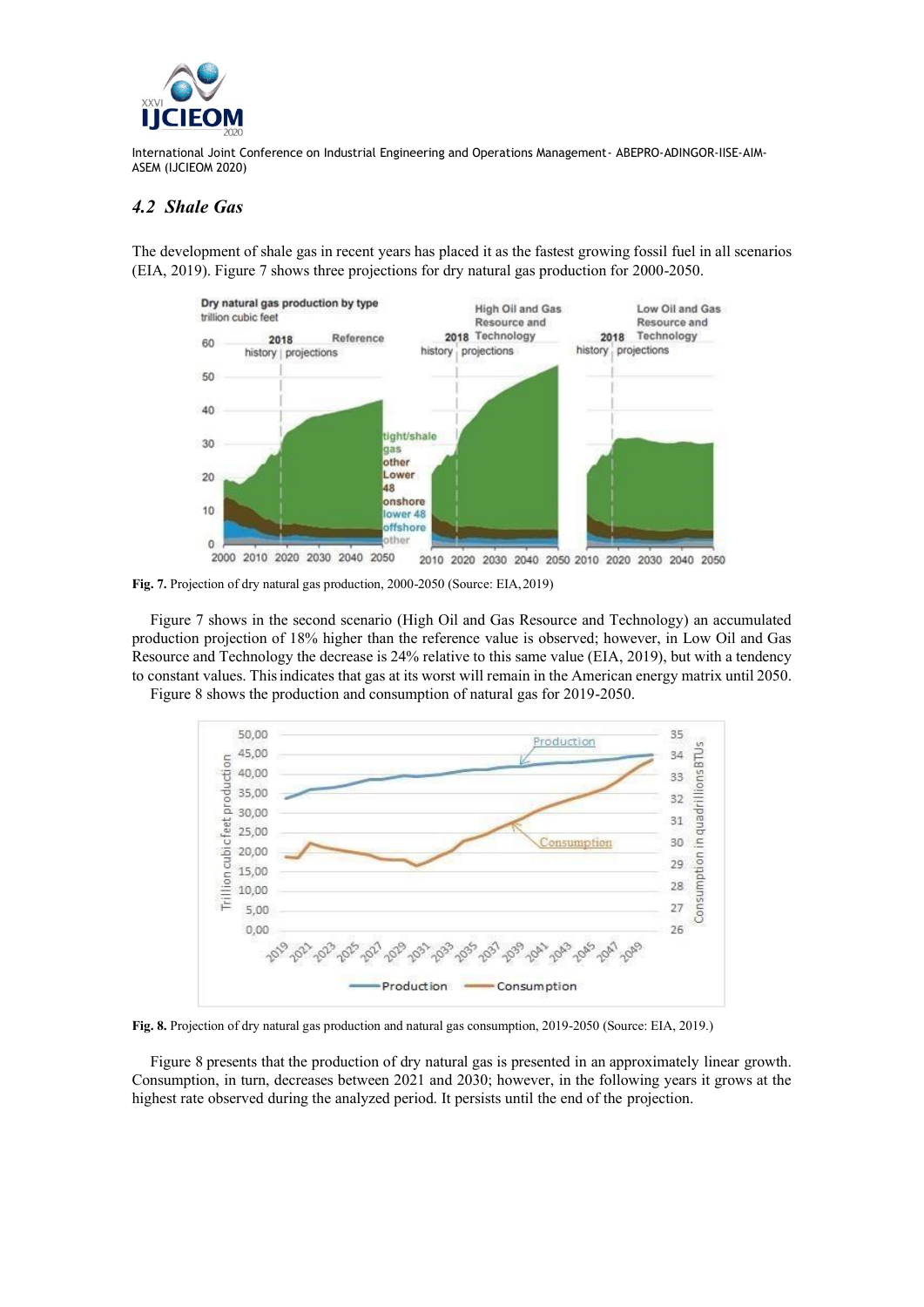## 4.2 Shale Gas

The development of shale gas in recent years has placed it as the fastest growing fossil fuel in all scenarios (EIA, 2019). Figure 7 shows three projections for dry natural gas production for 2000-2050.

**Fig. 7.** Projection of dry natural gas production, 2000-2050 (Source: EIA, 2019)

Figure 7 shows in the second scenario (High Oil and Gas Resource and Technology) an accumulated production projection of 18% higher than the reference value is observed; however, in Low Oil and Gas Resource and Technology the decrease is 24% relative to this same value (EIA, 2019), but with a tendency to constant values. This indicates that gas at its worst will remain in the American energy matrix until 2050.

Figure 8 shows the production and consumption of natural gas for 2019-2050.

**Fig. 8.** Projection of dry natural gas production and natural gas consumption, 2019-2050 (Source: EIA, 2019.)

Figure 8 presents that the production of dry natural gas is presented in an approximately linear growth. Consumption, in turn, decreases between 2021 and 2030; however, in the following years it grows at the highest rate observed during the analyzed period. It persists until the end of the projection.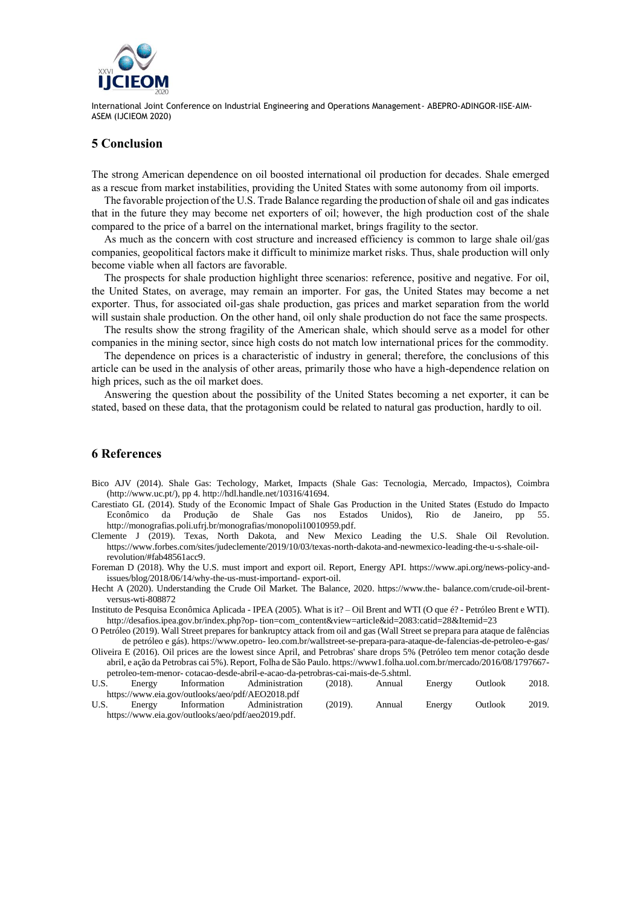## 5 Conclusion

The strong American dependence on oil boosted international oil production for decades. Shale emerged as a rescue from market instabilities, providing the United States with some autonomy from oil imports.

The favorable projection of the U.S. Trade Balance regarding the production of shale oil and gas indicates that in the future they may become net exporters of oil; however, the high production cost of the shale compared to the price of a barrel on the international market, brings fragility to the sector.

As much as the concern with cost structure and increased efficiency is common to large shale oil/gas companies, geopolitical factors make it difficult to minimize market risks. Thus, shale production will only become viable when all factors are favorable.

The prospects for shale production highlight three scenarios: reference, positive and negative. For oil, the United States, on average, may remain an importer. For gas, the United States may become a net exporter. Thus, for associated oil-gas shale production, gas prices and market separation from the world will sustain shale production. On the other hand, oil only shale production do not face the same prospects.

The results show the strong fragility of the American shale, which should serve as a model for other companies in the mining sector, since high costs do not match low international prices for the commodity.

The dependence on prices is a characteristic of industry in general; therefore, the conclusions of this article can be used in the analysis of other areas, primarily those who have a high-dependence relation on high prices, such as the oil market does.

Answering the question about the possibility of the United States becoming a net exporter, it can be stated, based on these data, that the protagonism could be related to natural gas production, hardly to oil.

## 6 References

Bico AJV (2014). Shale Gas: Techology, Market, Impacts (Shale Gas: Tecnologia, Mercado, Impactos), Coimbra (http://www.uc.pt/), pp 4. http://hdl.handle.net/10316/41694.

Carestiato GL (2014). Study of the Economic Impact of Shale Gas Production in the United States (Estudo do Impacto Econômico da Produção de Shale Gas nos Estados Unidos), Rio de Janeiro, pp 55. http://monografias.poli.ufrj.br/monografias/monopoli10010959.pdf.

Clemente J (2019). Texas, North Dakota, and New Mexico Leading the U.S. Shale Oil Revolution. https://www.forbes.com/sites/judeclemente/2019/10/03/texas-north-dakota-and-newmexico-leading-the-u-s-shale-oil-revolution/#fab48561acc9.

Foreman D (2018). Why the U.S. must import and export oil. Report, Energy API. https://www.api.org/news-policy-and-issues/blog/2018/06/14/why-the-us-must-importand- export-oil.

Hecht A (2020). Understanding the Crude Oil Market. The Balance, 2020. https://www.the- balance.com/crude-oil-brent-versus-wti-808872

Instituto de Pesquisa Econômica Aplicada - IPEA (2005). What is it? – Oil Brent and WTI (O que é? - Petróleo Brent e WTI). http://desafios.ipea.gov.br/index.php?op- tion=com_content&view=article&id=2083:catid=28&Itemid=23

O Petróleo (2019). Wall Street prepares for bankruptcy attack from oil and gas (Wall Street se prepara para ataque de falências de petróleo e gás). https://www.opetro- leo.com.br/wallstreet-se-prepara-para-ataque-de-falencias-de-petroleo-e-gas/

Oliveira E (2016). Oil prices are the lowest since April, and Petrobras' share drops 5% (Petróleo tem menor cotação desde abril, e ação da Petrobras cai 5%). Report, Folha de São Paulo. https://www1.folha.uol.com.br/mercado/2016/08/1797667-petroleo-tem-menor- cotacao-desde-abril-e-acao-da-petrobras-cai-mais-de-5.shtml.

U.S. Energy Information Administration (2018). Annual Energy Outlook 2018. https://www.eia.gov/outlooks/aeo/pdf/AEO2018.pdf

U.S. Energy Information Administration (2019). Annual Energy Outlook 2019. https://www.eia.gov/outlooks/aeo/pdf/aeo2019.pdf.